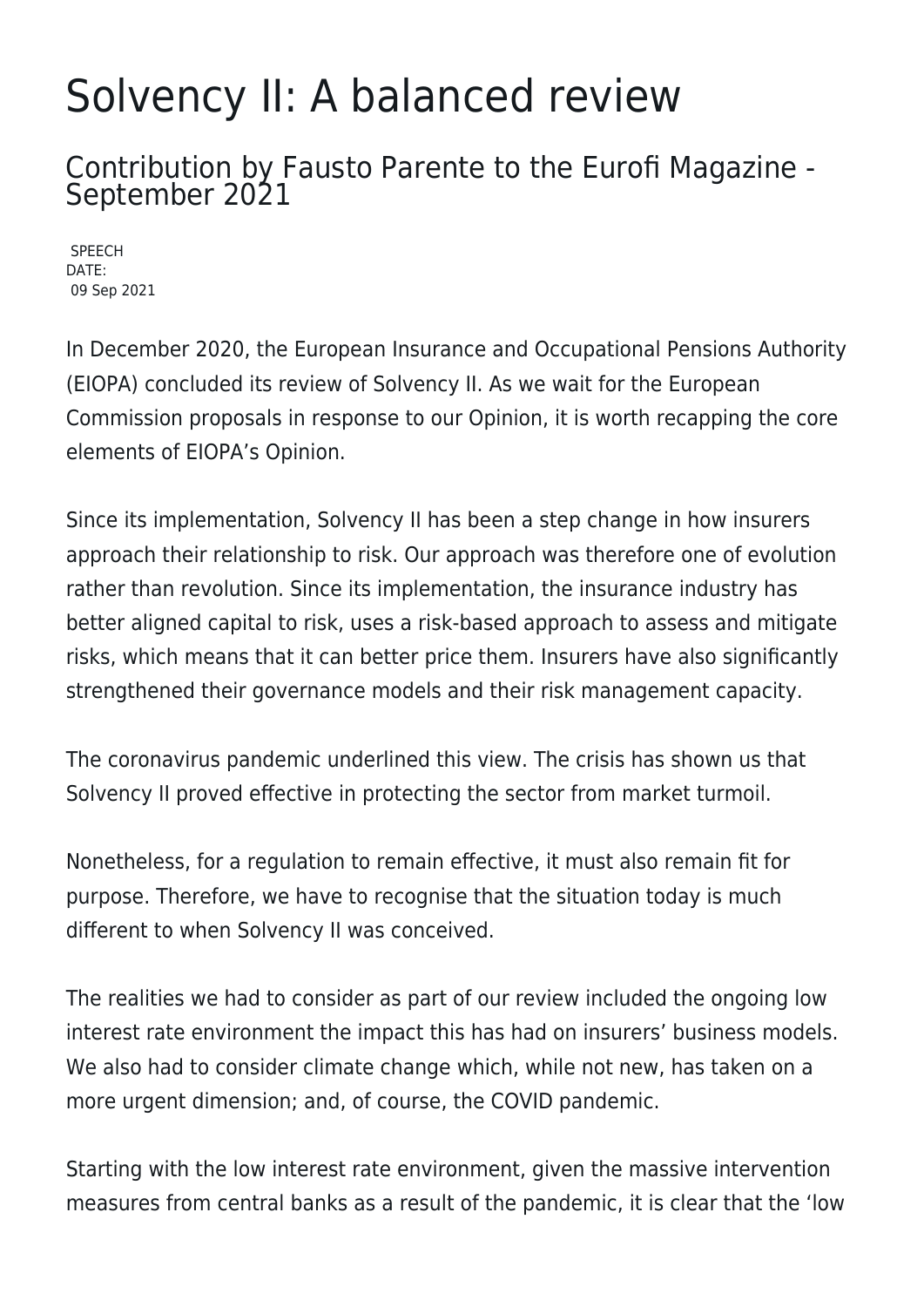# Solvency II: A balanced review

## Contribution by Fausto Parente to the Eurofi Magazine - September 2021

SPEECH
DATE:
09 Sep 2021

In December 2020, the European Insurance and Occupational Pensions Authority (EIOPA) concluded its review of Solvency II. As we wait for the European Commission proposals in response to our Opinion, it is worth recapping the core elements of EIOPA's Opinion.

Since its implementation, Solvency II has been a step change in how insurers approach their relationship to risk. Our approach was therefore one of evolution rather than revolution. Since its implementation, the insurance industry has better aligned capital to risk, uses a risk-based approach to assess and mitigate risks, which means that it can better price them. Insurers have also significantly strengthened their governance models and their risk management capacity.

The coronavirus pandemic underlined this view. The crisis has shown us that Solvency II proved effective in protecting the sector from market turmoil.

Nonetheless, for a regulation to remain effective, it must also remain fit for purpose. Therefore, we have to recognise that the situation today is much different to when Solvency II was conceived.

The realities we had to consider as part of our review included the ongoing low interest rate environment the impact this has had on insurers' business models. We also had to consider climate change which, while not new, has taken on a more urgent dimension; and, of course, the COVID pandemic.

Starting with the low interest rate environment, given the massive intervention measures from central banks as a result of the pandemic, it is clear that the 'low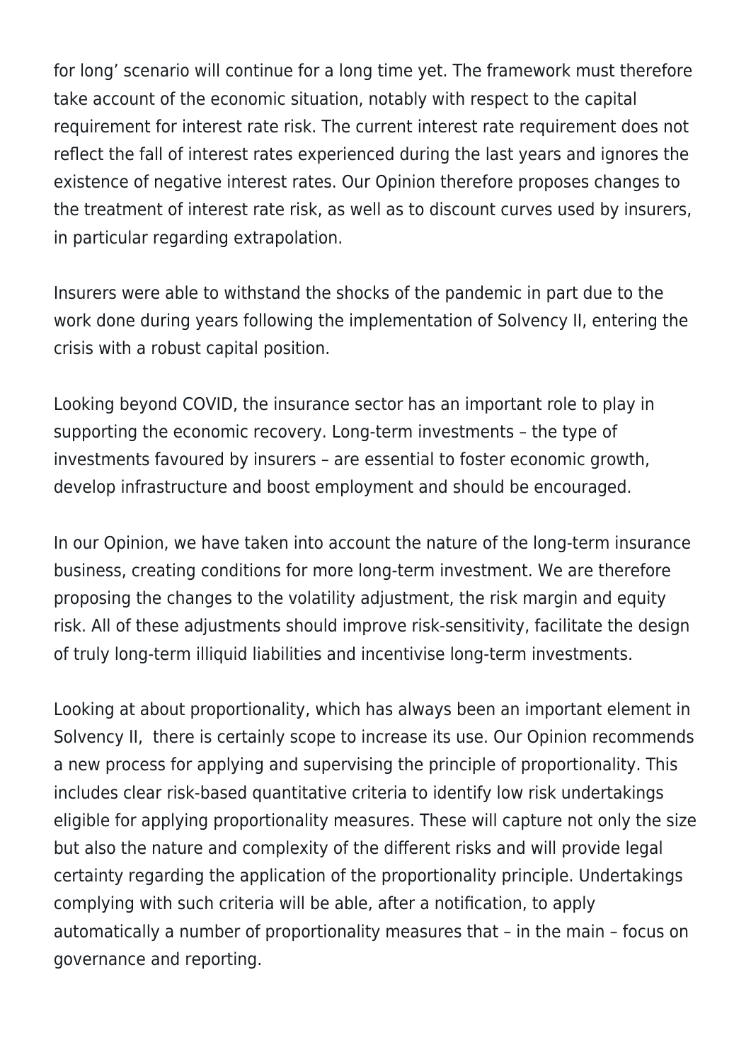for long' scenario will continue for a long time yet. The framework must therefore take account of the economic situation, notably with respect to the capital requirement for interest rate risk. The current interest rate requirement does not reflect the fall of interest rates experienced during the last years and ignores the existence of negative interest rates. Our Opinion therefore proposes changes to the treatment of interest rate risk, as well as to discount curves used by insurers, in particular regarding extrapolation.

Insurers were able to withstand the shocks of the pandemic in part due to the work done during years following the implementation of Solvency II, entering the crisis with a robust capital position.

Looking beyond COVID, the insurance sector has an important role to play in supporting the economic recovery. Long-term investments – the type of investments favoured by insurers – are essential to foster economic growth, develop infrastructure and boost employment and should be encouraged.

In our Opinion, we have taken into account the nature of the long-term insurance business, creating conditions for more long-term investment. We are therefore proposing the changes to the volatility adjustment, the risk margin and equity risk. All of these adjustments should improve risk-sensitivity, facilitate the design of truly long-term illiquid liabilities and incentivise long-term investments.

Looking at about proportionality, which has always been an important element in Solvency II, there is certainly scope to increase its use. Our Opinion recommends a new process for applying and supervising the principle of proportionality. This includes clear risk-based quantitative criteria to identify low risk undertakings eligible for applying proportionality measures. These will capture not only the size but also the nature and complexity of the different risks and will provide legal certainty regarding the application of the proportionality principle. Undertakings complying with such criteria will be able, after a notification, to apply automatically a number of proportionality measures that – in the main – focus on governance and reporting.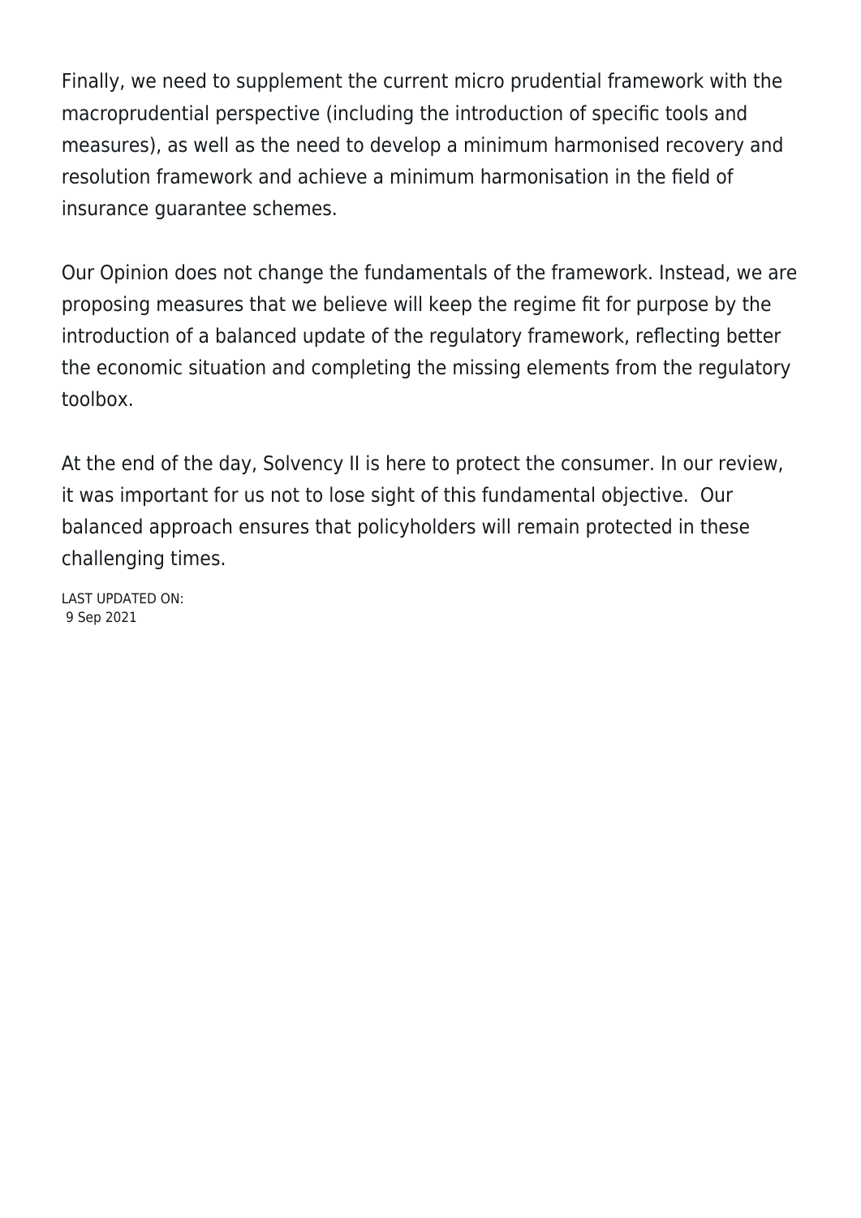Finally, we need to supplement the current micro prudential framework with the macroprudential perspective (including the introduction of specific tools and measures), as well as the need to develop a minimum harmonised recovery and resolution framework and achieve a minimum harmonisation in the field of insurance guarantee schemes.

Our Opinion does not change the fundamentals of the framework. Instead, we are proposing measures that we believe will keep the regime fit for purpose by the introduction of a balanced update of the regulatory framework, reflecting better the economic situation and completing the missing elements from the regulatory toolbox.

At the end of the day, Solvency II is here to protect the consumer. In our review, it was important for us not to lose sight of this fundamental objective. Our balanced approach ensures that policyholders will remain protected in these challenging times.

LAST UPDATED ON:
9 Sep 2021